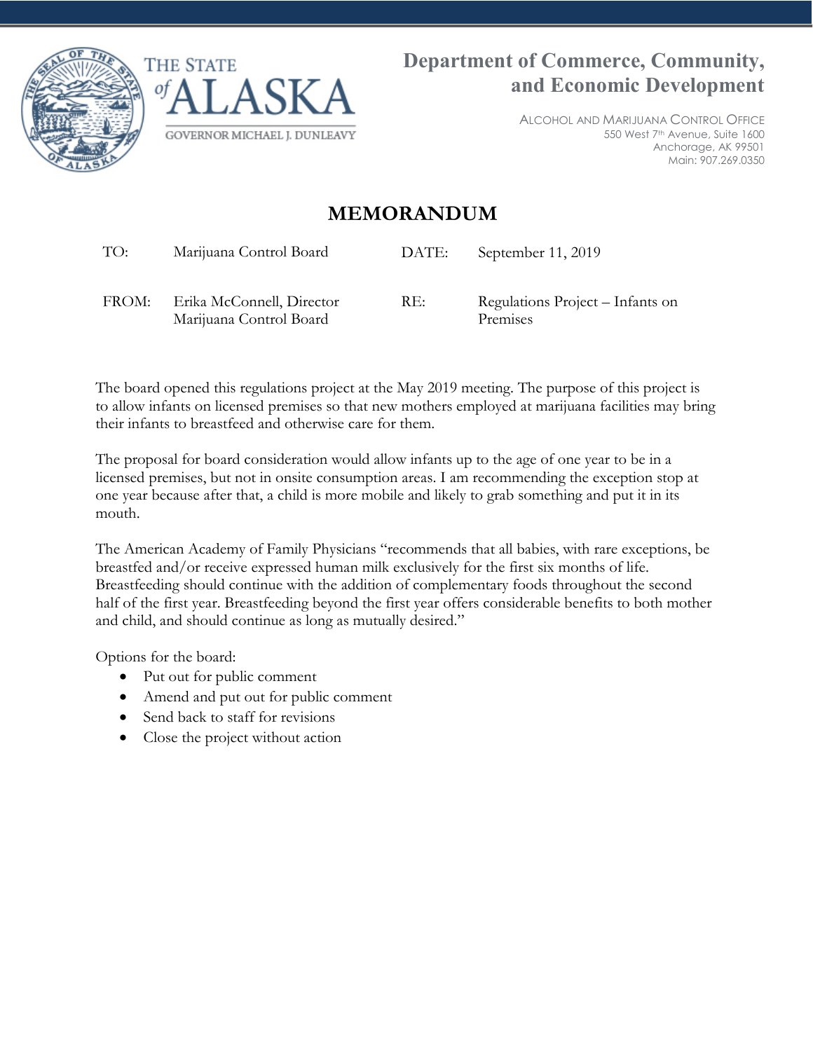THE STATE *of* ALASKA

GOVERNOR MICHAEL J. DUNLEAVY

**Department of Commerce, Community, and Economic Development**

ALCOHOL AND MARIJUANA CONTROL OFFICE
550 West 7th Avenue, Suite 1600
Anchorage, AK 99501
Main: 907.269.0350

# MEMORANDUM

| | | | |
|---|---|---|---|
| TO: | Marijuana Control Board | DATE: | September 11, 2019 |
| FROM: | Erika McConnell, Director Marijuana Control Board | RE: | Regulations Project – Infants on Premises |

The board opened this regulations project at the May 2019 meeting. The purpose of this project is to allow infants on licensed premises so that new mothers employed at marijuana facilities may bring their infants to breastfeed and otherwise care for them.

The proposal for board consideration would allow infants up to the age of one year to be in a licensed premises, but not in onsite consumption areas. I am recommending the exception stop at one year because after that, a child is more mobile and likely to grab something and put it in its mouth.

The American Academy of Family Physicians "recommends that all babies, with rare exceptions, be breastfed and/or receive expressed human milk exclusively for the first six months of life. Breastfeeding should continue with the addition of complementary foods throughout the second half of the first year. Breastfeeding beyond the first year offers considerable benefits to both mother and child, and should continue as long as mutually desired."

Options for the board:

- Put out for public comment
- Amend and put out for public comment
- Send back to staff for revisions
- Close the project without action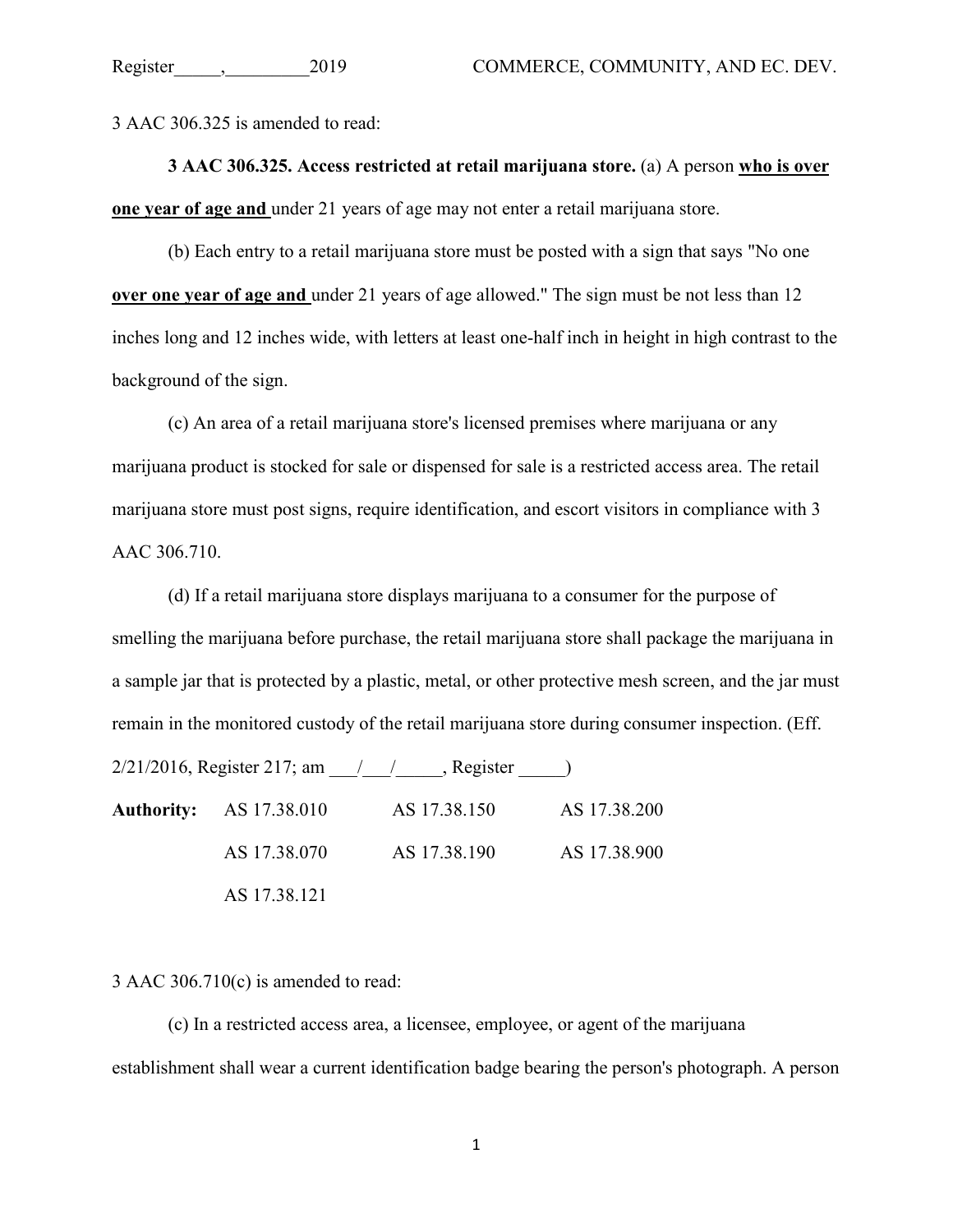3 AAC 306.325 is amended to read:

**3 AAC 306.325. Access restricted at retail marijuana store.** (a) A person **who is over one year of age and** under 21 years of age may not enter a retail marijuana store.

(b) Each entry to a retail marijuana store must be posted with a sign that says "No one **over one year of age and** under 21 years of age allowed." The sign must be not less than 12 inches long and 12 inches wide, with letters at least one-half inch in height in high contrast to the background of the sign.

(c) An area of a retail marijuana store's licensed premises where marijuana or any marijuana product is stocked for sale or dispensed for sale is a restricted access area. The retail marijuana store must post signs, require identification, and escort visitors in compliance with 3 AAC 306.710.

(d) If a retail marijuana store displays marijuana to a consumer for the purpose of smelling the marijuana before purchase, the retail marijuana store shall package the marijuana in a sample jar that is protected by a plastic, metal, or other protective mesh screen, and the jar must remain in the monitored custody of the retail marijuana store during consumer inspection. (Eff. 2/21/2016, Register 217; am \_\_\_/\_\_\_/\_\_\_\_\_, Register \_\_\_\_\_)

| **Authority:** | AS 17.38.010 | AS 17.38.150 | AS 17.38.200 |
|---|---|---|---|
| | AS 17.38.070 | AS 17.38.190 | AS 17.38.900 |
| | AS 17.38.121 | | |

3 AAC 306.710(c) is amended to read:

(c) In a restricted access area, a licensee, employee, or agent of the marijuana establishment shall wear a current identification badge bearing the person's photograph. A person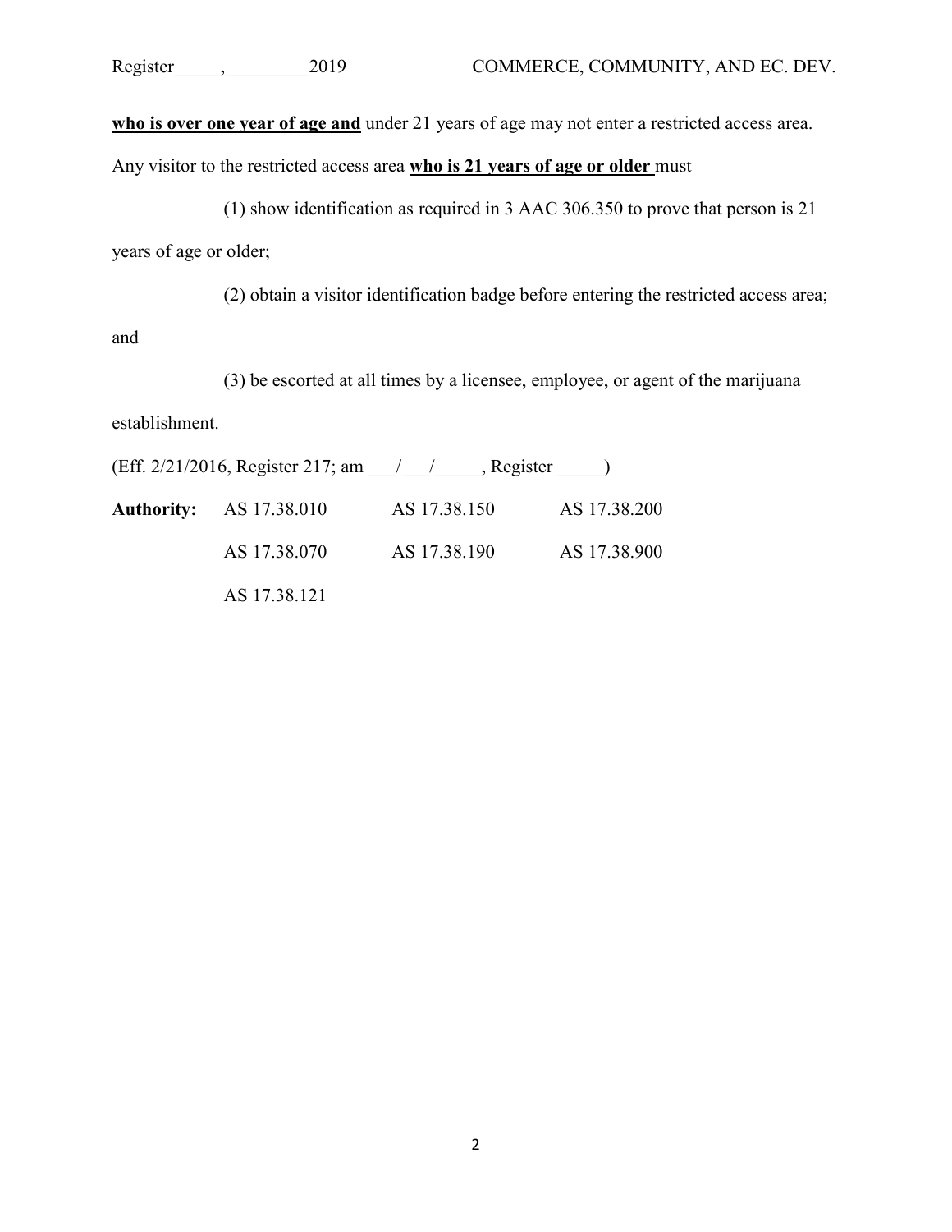**who is over one year of age and** under 21 years of age may not enter a restricted access area. Any visitor to the restricted access area **who is 21 years of age or older** must

(1) show identification as required in 3 AAC 306.350 to prove that person is 21 years of age or older;

(2) obtain a visitor identification badge before entering the restricted access area; and

(3) be escorted at all times by a licensee, employee, or agent of the marijuana establishment.

(Eff. 2/21/2016, Register 217; am ___/___/_____, Register _____)

| | | | |
|---|---|---|---|
| **Authority:** | AS 17.38.010 | AS 17.38.150 | AS 17.38.200 |
| | AS 17.38.070 | AS 17.38.190 | AS 17.38.900 |
| | AS 17.38.121 | | |